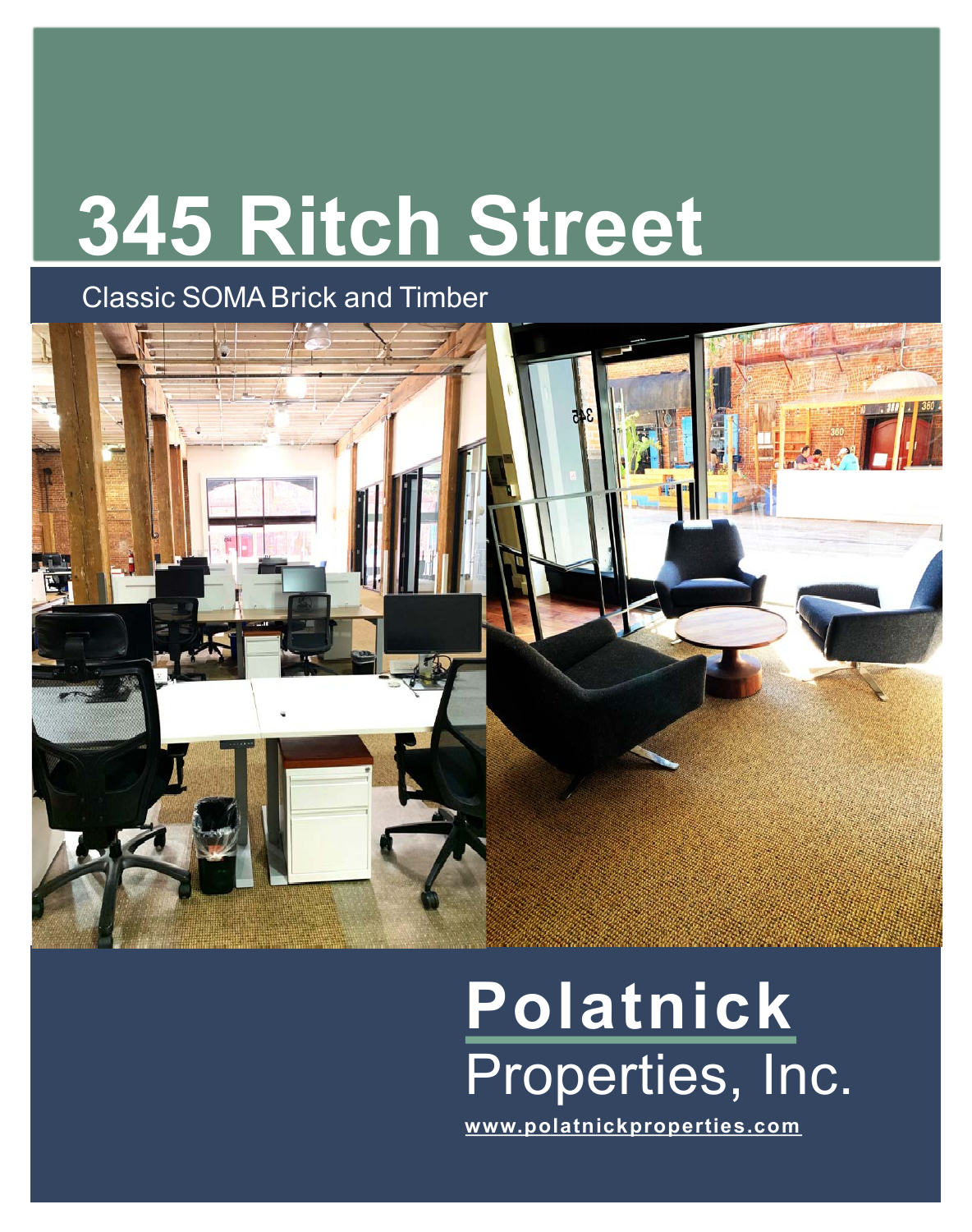# 345 Ritch Street

Classic SOMA Brick and Timber

**Polatnick**

Properties, Inc.

www.polatnickproperties.com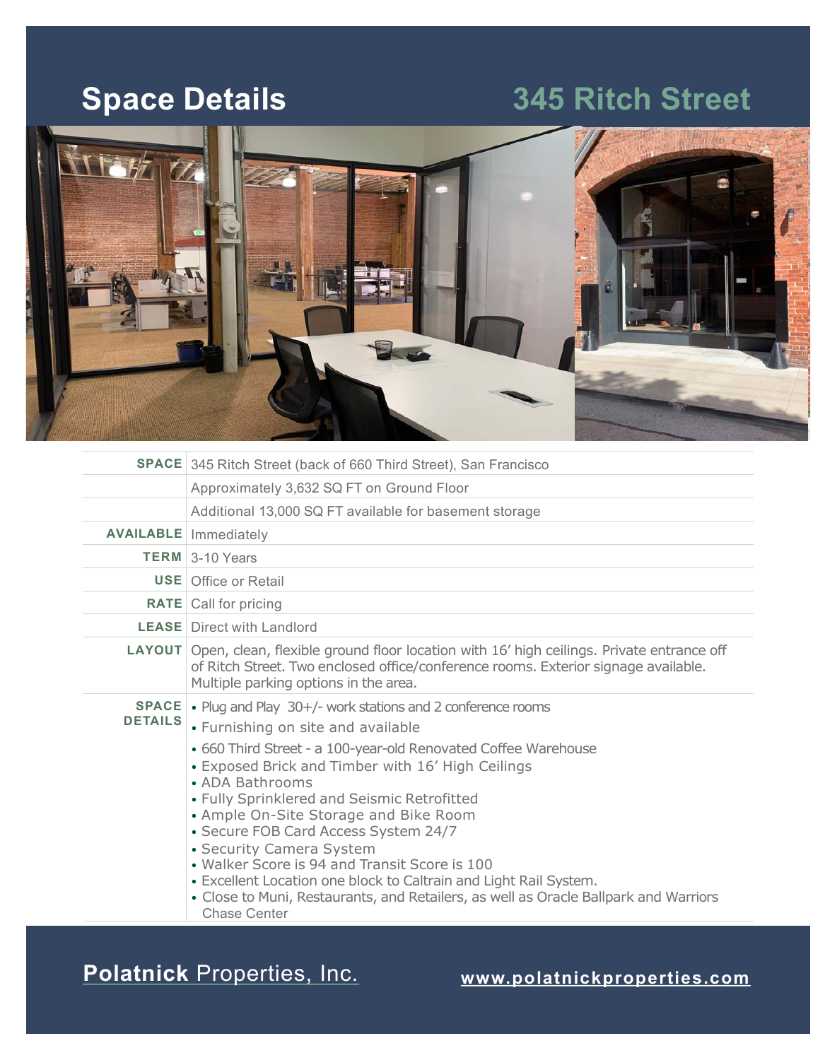# Space Details

## 345 Ritch Street

| | |
|---|---|
| **SPACE** | 345 Ritch Street (back of 660 Third Street), San Francisco |
| | Approximately 3,632 SQ FT on Ground Floor |
| | Additional 13,000 SQ FT available for basement storage |
| **AVAILABLE** | Immediately |
| **TERM** | 3-10 Years |
| **USE** | Office or Retail |
| **RATE** | Call for pricing |
| **LEASE** | Direct with Landlord |
| **LAYOUT** | Open, clean, flexible ground floor location with 16′ high ceilings. Private entrance off of Ritch Street. Two enclosed office/conference rooms. Exterior signage available. Multiple parking options in the area. |
| **SPACE DETAILS** | • Plug and Play 30+/- work stations and 2 conference rooms<br>• Furnishing on site and available<br>• 660 Third Street - a 100-year-old Renovated Coffee Warehouse<br>• Exposed Brick and Timber with 16′ High Ceilings<br>• ADA Bathrooms<br>• Fully Sprinklered and Seismic Retrofitted<br>• Ample On-Site Storage and Bike Room<br>• Secure FOB Card Access System 24/7<br>• Security Camera System<br>• Walker Score is 94 and Transit Score is 100<br>• Excellent Location one block to Caltrain and Light Rail System.<br>• Close to Muni, Restaurants, and Retailers, as well as Oracle Ballpark and Warriors Chase Center |

**Polatnick** Properties, Inc.

www.polatnickproperties.com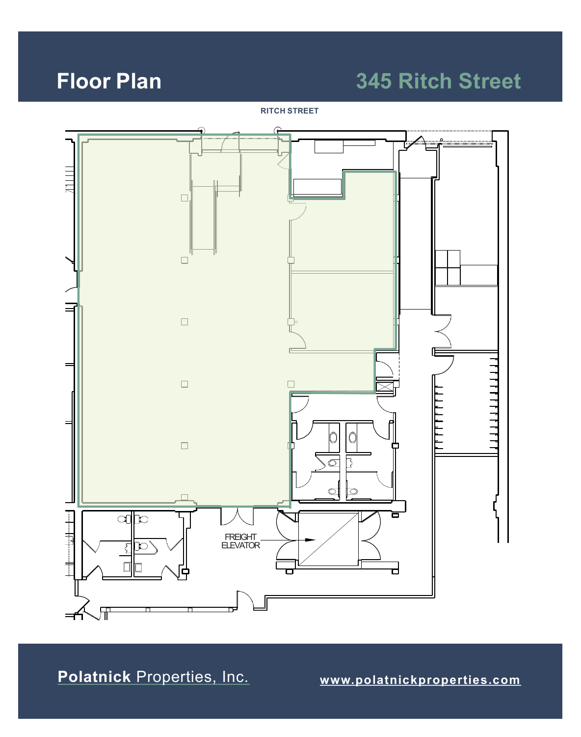# Floor Plan

## 345 Ritch Street

RITCH STREET

FREIGHT ELEVATOR

**Polatnick** Properties, Inc.

www.polatnickproperties.com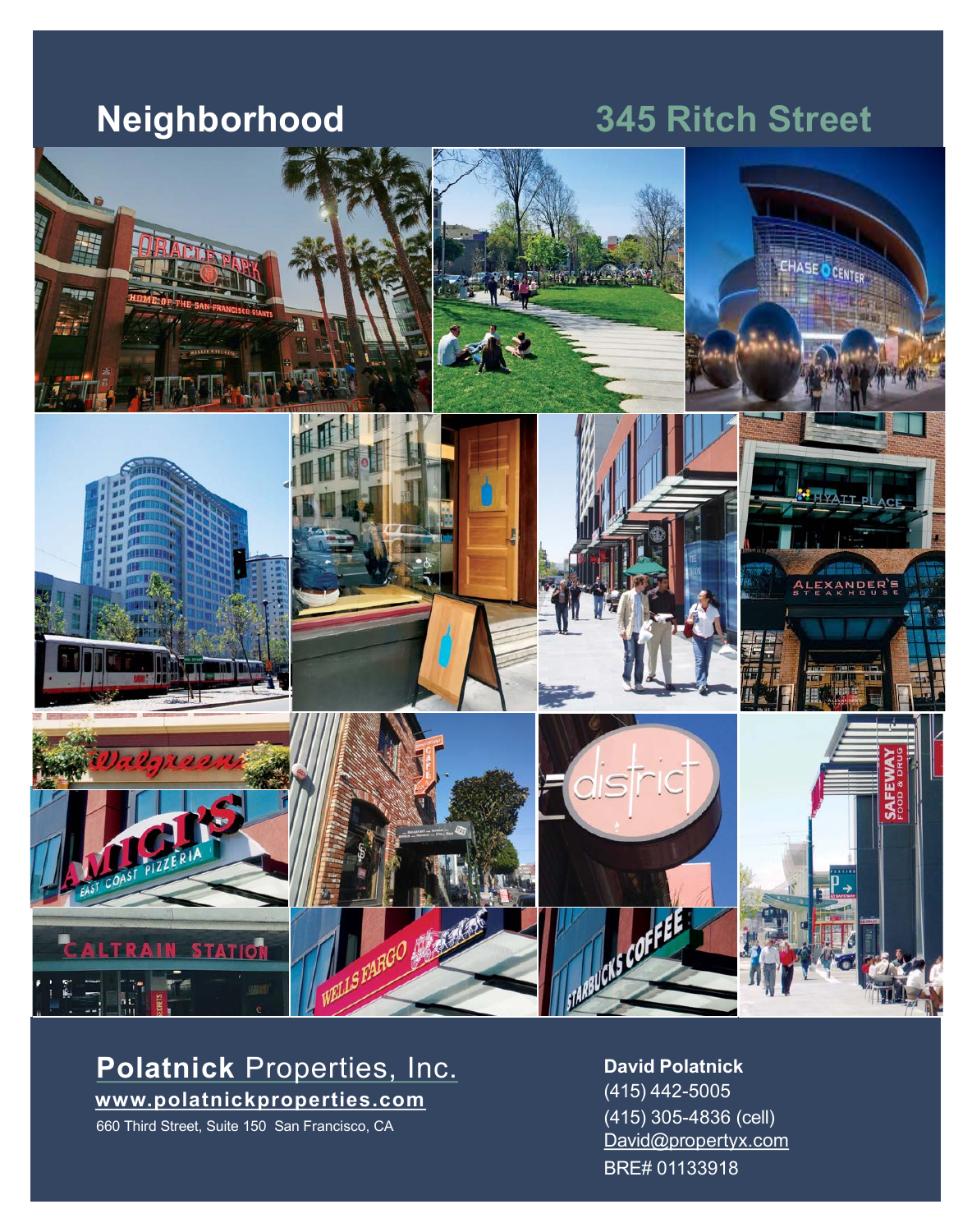# Neighborhood

## 345 Ritch Street

**Polatnick** Properties, Inc.

www.polatnickproperties.com

660 Third Street, Suite 150 San Francisco, CA

**David Polatnick**

(415) 442-5005

(415) 305-4836 (cell)

David@propertyx.com

BRE# 01133918